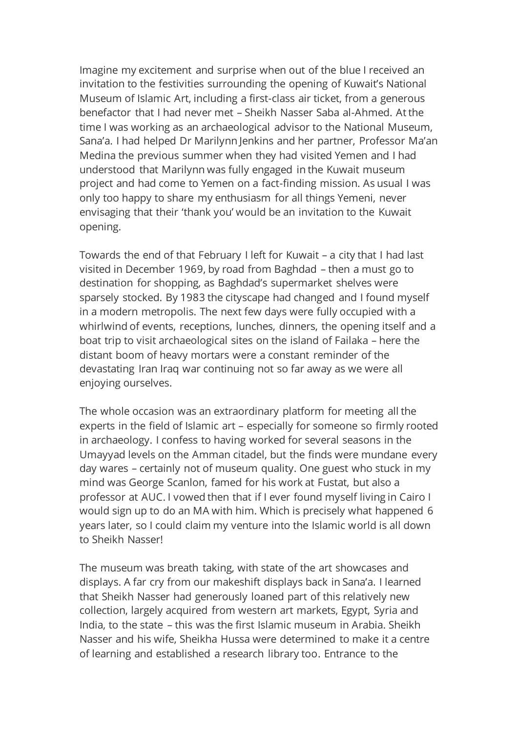Imagine my excitement and surprise when out of the blue I received an invitation to the festivities surrounding the opening of Kuwait's National Museum of Islamic Art, including a first-class air ticket, from a generous benefactor that I had never met – Sheikh Nasser Saba al-Ahmed. At the time I was working as an archaeological advisor to the National Museum, Sana'a. I had helped Dr Marilynn Jenkins and her partner, Professor Ma'an Medina the previous summer when they had visited Yemen and I had understood that Marilynn was fully engaged in the Kuwait museum project and had come to Yemen on a fact-finding mission. As usual I was only too happy to share my enthusiasm for all things Yemeni, never envisaging that their 'thank you' would be an invitation to the Kuwait opening.

Towards the end of that February I left for Kuwait – a city that I had last visited in December 1969, by road from Baghdad – then a must go to destination for shopping, as Baghdad's supermarket shelves were sparsely stocked. By 1983 the cityscape had changed and I found myself in a modern metropolis. The next few days were fully occupied with a whirlwind of events, receptions, lunches, dinners, the opening itself and a boat trip to visit archaeological sites on the island of Failaka – here the distant boom of heavy mortars were a constant reminder of the devastating Iran Iraq war continuing not so far away as we were all enjoying ourselves.

The whole occasion was an extraordinary platform for meeting all the experts in the field of Islamic art – especially for someone so firmly rooted in archaeology. I confess to having worked for several seasons in the Umayyad levels on the Amman citadel, but the finds were mundane every day wares – certainly not of museum quality. One guest who stuck in my mind was George Scanlon, famed for his work at Fustat, but also a professor at AUC. I vowed then that if I ever found myself living in Cairo I would sign up to do an MA with him. Which is precisely what happened 6 years later, so I could claim my venture into the Islamic world is all down to Sheikh Nasser!

The museum was breath taking, with state of the art showcases and displays. A far cry from our makeshift displays back in Sana'a. I learned that Sheikh Nasser had generously loaned part of this relatively new collection, largely acquired from western art markets, Egypt, Syria and India, to the state – this was the first Islamic museum in Arabia. Sheikh Nasser and his wife, Sheikha Hussa were determined to make it a centre of learning and established a research library too. Entrance to the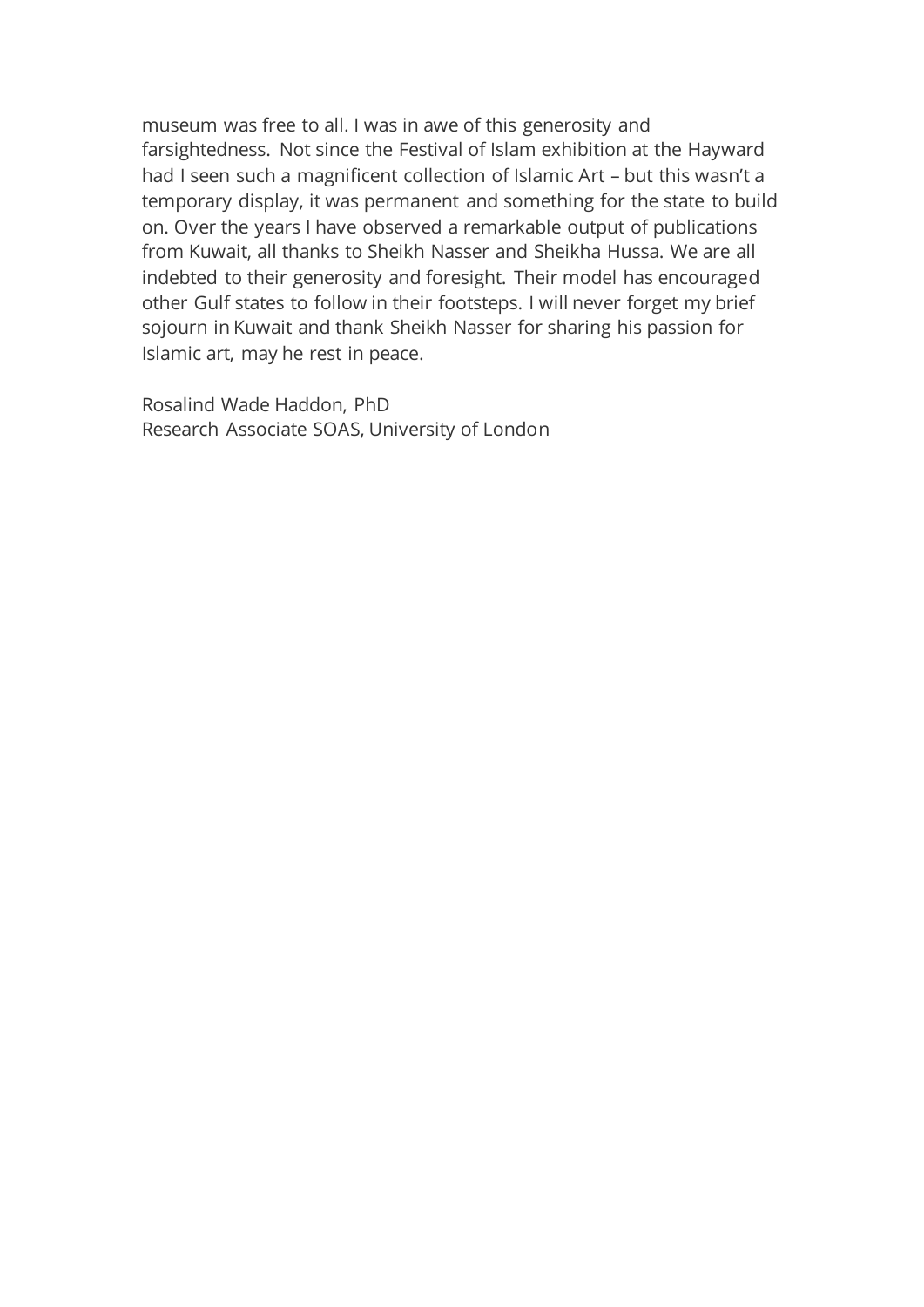museum was free to all. I was in awe of this generosity and farsightedness. Not since the Festival of Islam exhibition at the Hayward had I seen such a magnificent collection of Islamic Art – but this wasn't a temporary display, it was permanent and something for the state to build on. Over the years I have observed a remarkable output of publications from Kuwait, all thanks to Sheikh Nasser and Sheikha Hussa. We are all indebted to their generosity and foresight. Their model has encouraged other Gulf states to follow in their footsteps. I will never forget my brief sojourn in Kuwait and thank Sheikh Nasser for sharing his passion for Islamic art, may he rest in peace.

Rosalind Wade Haddon, PhD
Research Associate SOAS, University of London